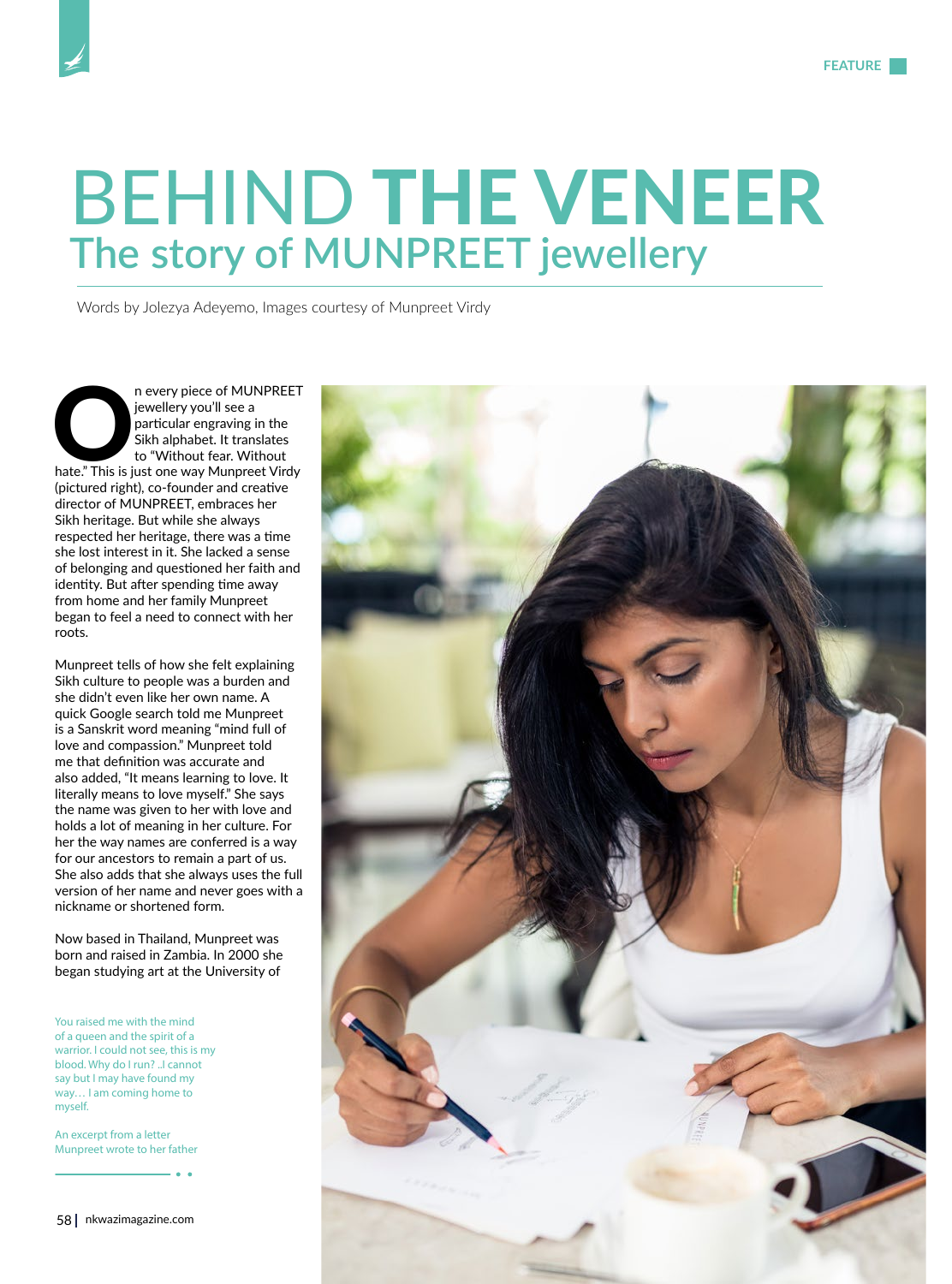# BEHIND **THE VENEER**

## The story of MUNPREET jewellery

Words by Jolezya Adeyemo, Images courtesy of Munpreet Virdy

On every piece of MUNPREET jewellery you'll see a particular engraving in the Sikh alphabet. It translates to "Without fear. Without hate." This is just one way Munpreet Virdy (pictured right), co-founder and creative director of MUNPREET, embraces her Sikh heritage. But while she always respected her heritage, there was a time she lost interest in it. She lacked a sense of belonging and questioned her faith and identity. But after spending time away from home and her family Munpreet began to feel a need to connect with her roots.

Munpreet tells of how she felt explaining Sikh culture to people was a burden and she didn't even like her own name. A quick Google search told me Munpreet is a Sanskrit word meaning "mind full of love and compassion." Munpreet told me that definition was accurate and also added, "It means learning to love. It literally means to love myself." She says the name was given to her with love and holds a lot of meaning in her culture. For her the way names are conferred is a way for our ancestors to remain a part of us. She also adds that she always uses the full version of her name and never goes with a nickname or shortened form.

Now based in Thailand, Munpreet was born and raised in Zambia. In 2000 she began studying art at the University of

> You raised me with the mind of a queen and the spirit of a warrior. I could not see, this is my blood. Why do I run? ..I cannot say but I may have found my way… I am coming home to myself.
>
> An excerpt from a letter Munpreet wrote to her father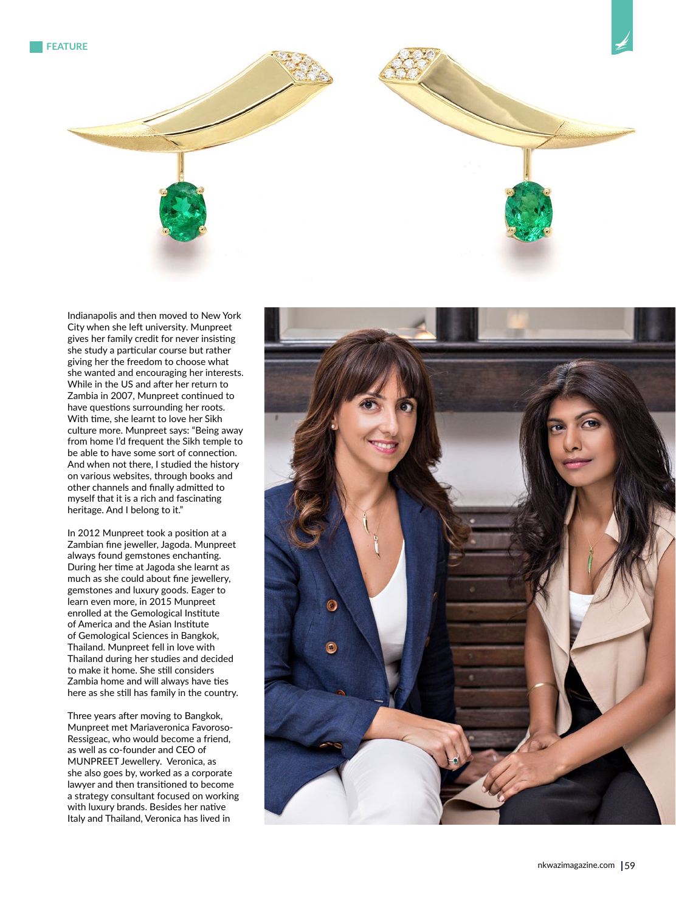Indianapolis and then moved to New York City when she left university. Munpreet gives her family credit for never insisting she study a particular course but rather giving her the freedom to choose what she wanted and encouraging her interests. While in the US and after her return to Zambia in 2007, Munpreet continued to have questions surrounding her roots. With time, she learnt to love her Sikh culture more. Munpreet says: "Being away from home I'd frequent the Sikh temple to be able to have some sort of connection. And when not there, I studied the history on various websites, through books and other channels and finally admitted to myself that it is a rich and fascinating heritage. And I belong to it."

In 2012 Munpreet took a position at a Zambian fine jeweller, Jagoda. Munpreet always found gemstones enchanting. During her time at Jagoda she learnt as much as she could about fine jewellery, gemstones and luxury goods. Eager to learn even more, in 2015 Munpreet enrolled at the Gemological Institute of America and the Asian Institute of Gemological Sciences in Bangkok, Thailand. Munpreet fell in love with Thailand during her studies and decided to make it home. She still considers Zambia home and will always have ties here as she still has family in the country.

Three years after moving to Bangkok, Munpreet met Mariaveronica Favoroso-Ressigeac, who would become a friend, as well as co-founder and CEO of MUNPREET Jewellery. Veronica, as she also goes by, worked as a corporate lawyer and then transitioned to become a strategy consultant focused on working with luxury brands. Besides her native Italy and Thailand, Veronica has lived in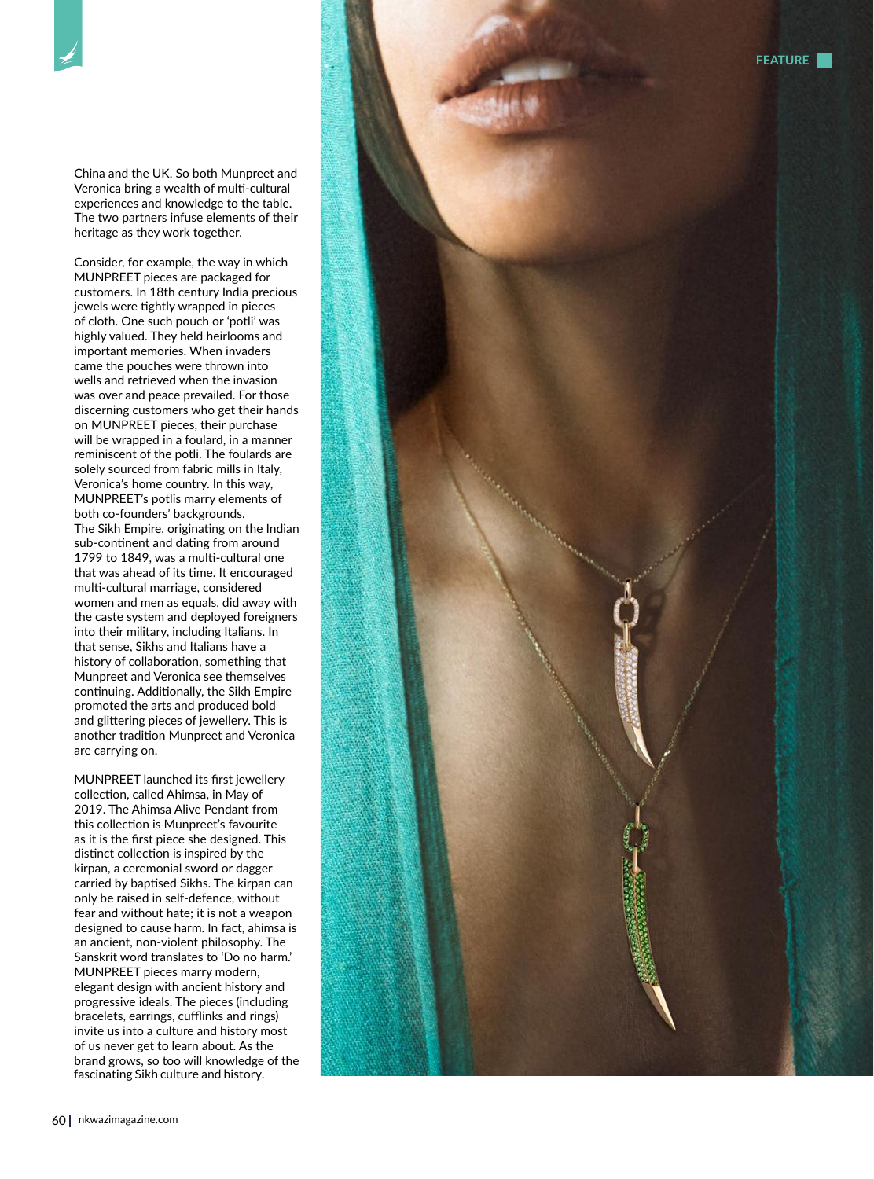China and the UK. So both Munpreet and Veronica bring a wealth of multi-cultural experiences and knowledge to the table. The two partners infuse elements of their heritage as they work together.

Consider, for example, the way in which MUNPREET pieces are packaged for customers. In 18th century India precious jewels were tightly wrapped in pieces of cloth. One such pouch or 'potli' was highly valued. They held heirlooms and important memories. When invaders came the pouches were thrown into wells and retrieved when the invasion was over and peace prevailed. For those discerning customers who get their hands on MUNPREET pieces, their purchase will be wrapped in a foulard, in a manner reminiscent of the potli. The foulards are solely sourced from fabric mills in Italy, Veronica's home country. In this way, MUNPREET's potlis marry elements of both co-founders' backgrounds.
The Sikh Empire, originating on the Indian sub-continent and dating from around 1799 to 1849, was a multi-cultural one that was ahead of its time. It encouraged multi-cultural marriage, considered women and men as equals, did away with the caste system and deployed foreigners into their military, including Italians. In that sense, Sikhs and Italians have a history of collaboration, something that Munpreet and Veronica see themselves continuing. Additionally, the Sikh Empire promoted the arts and produced bold and glittering pieces of jewellery. This is another tradition Munpreet and Veronica are carrying on.

MUNPREET launched its first jewellery collection, called Ahimsa, in May of 2019. The Ahimsa Alive Pendant from this collection is Munpreet's favourite as it is the first piece she designed. This distinct collection is inspired by the kirpan, a ceremonial sword or dagger carried by baptised Sikhs. The kirpan can only be raised in self-defence, without fear and without hate; it is not a weapon designed to cause harm. In fact, ahimsa is an ancient, non-violent philosophy. The Sanskrit word translates to 'Do no harm.' MUNPREET pieces marry modern, elegant design with ancient history and progressive ideals. The pieces (including bracelets, earrings, cufflinks and rings) invite us into a culture and history most of us never get to learn about. As the brand grows, so too will knowledge of the fascinating Sikh culture and history.